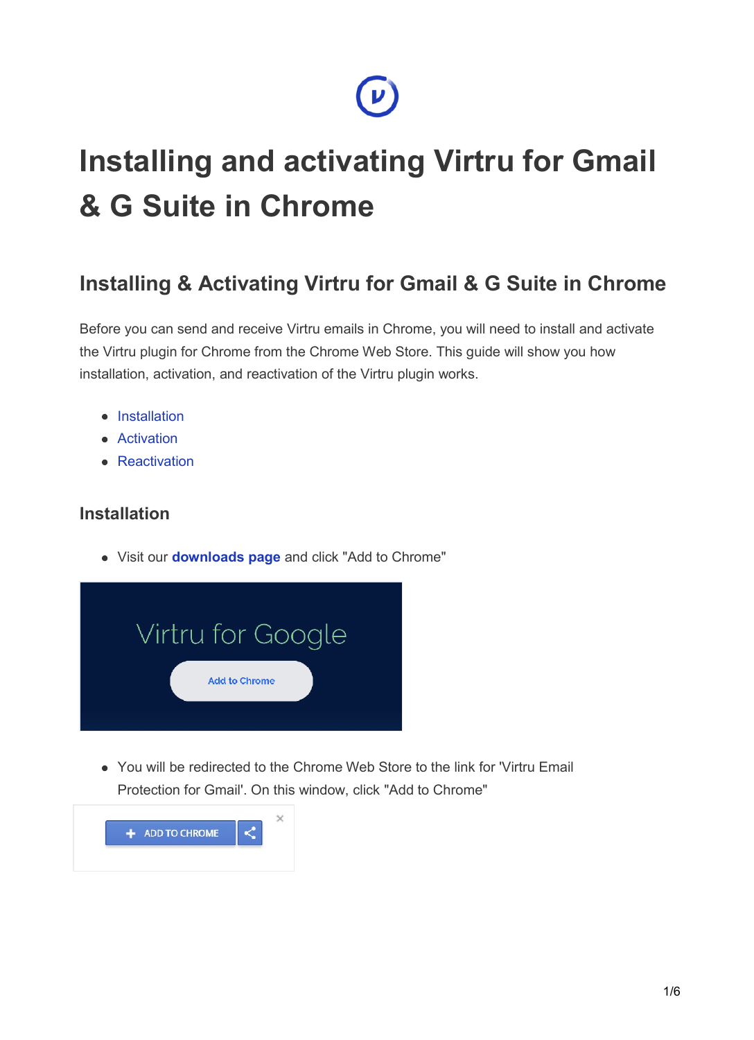# Installing and activating Virtru for Gmail & G Suite in Chrome

## Installing & Activating Virtru for Gmail & G Suite in Chrome

Before you can send and receive Virtru emails in Chrome, you will need to install and activate the Virtru plugin for Chrome from the Chrome Web Store. This guide will show you how installation, activation, and reactivation of the Virtru plugin works.

- Installation
- Activation
- Reactivation

### Installation

- Visit our **downloads page** and click "Add to Chrome"

- You will be redirected to the Chrome Web Store to the link for 'Virtru Email Protection for Gmail'. On this window, click "Add to Chrome"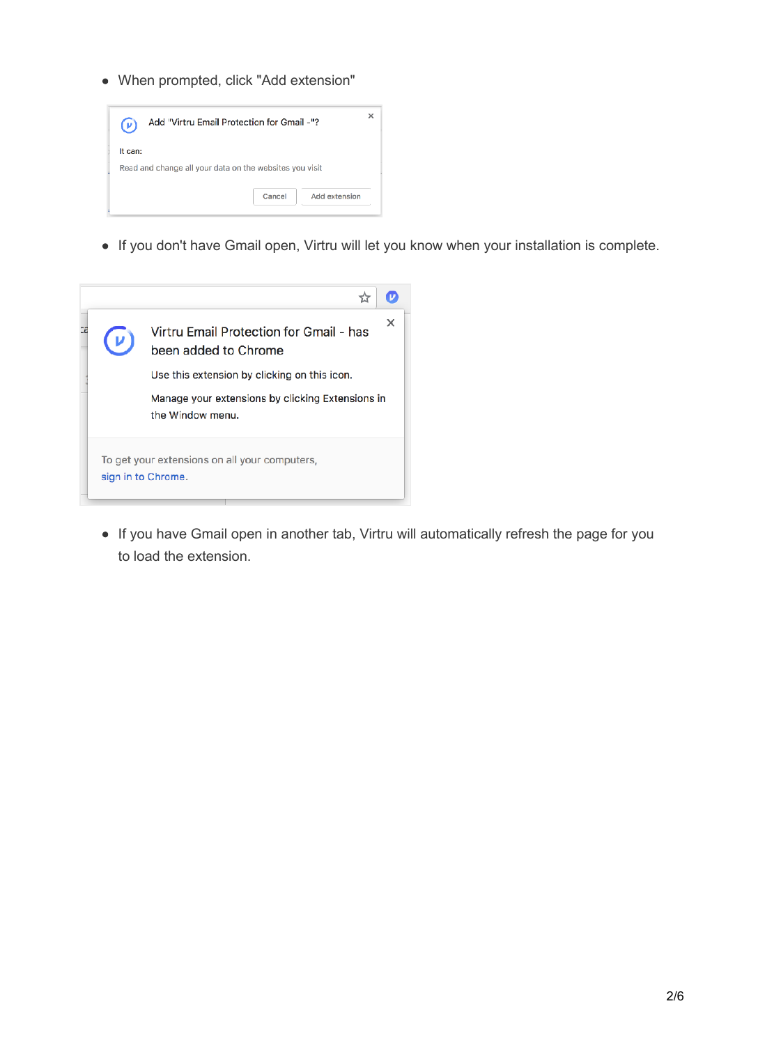- When prompted, click "Add extension"

- If you don't have Gmail open, Virtru will let you know when your installation is complete.

- If you have Gmail open in another tab, Virtru will automatically refresh the page for you to load the extension.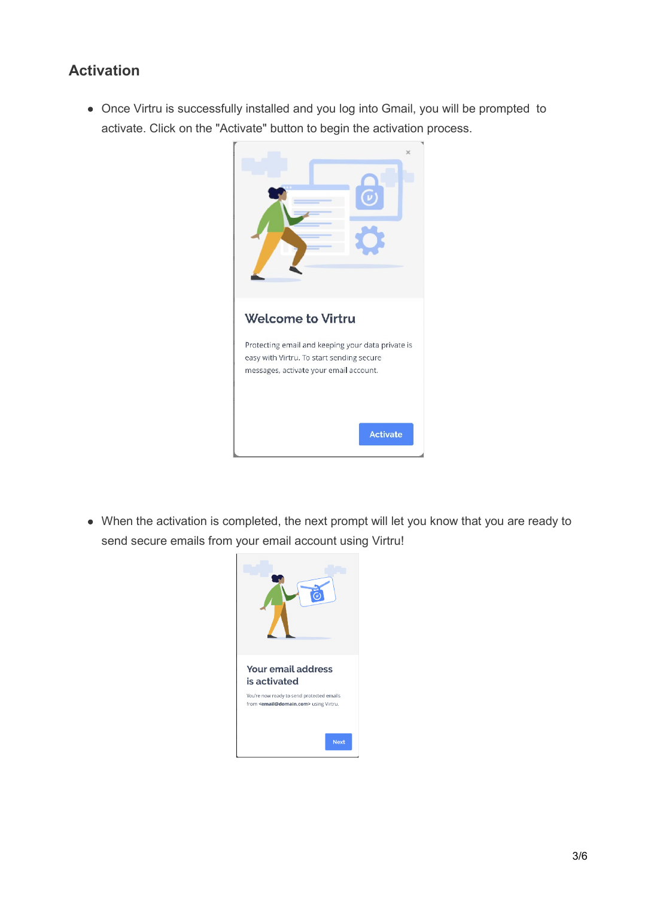## Activation

- Once Virtru is successfully installed and you log into Gmail, you will be prompted to activate. Click on the "Activate" button to begin the activation process.

- When the activation is completed, the next prompt will let you know that you are ready to send secure emails from your email account using Virtru!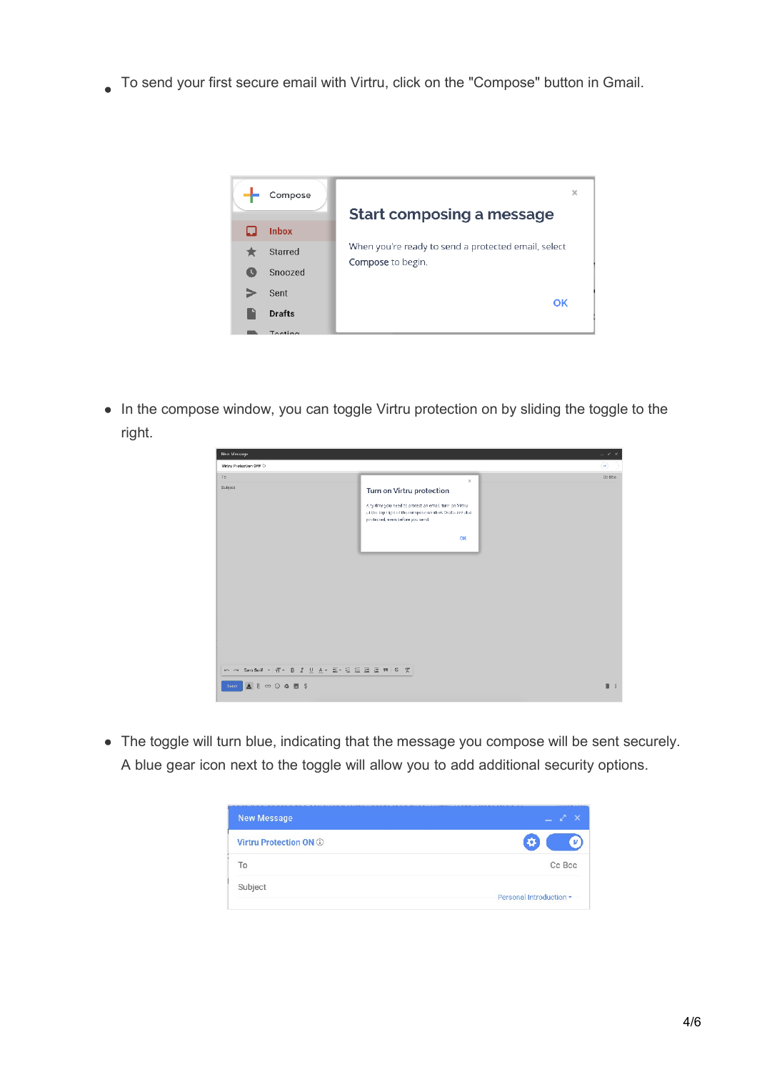- To send your first secure email with Virtru, click on the "Compose" button in Gmail.

- In the compose window, you can toggle Virtru protection on by sliding the toggle to the right.

- The toggle will turn blue, indicating that the message you compose will be sent securely. A blue gear icon next to the toggle will allow you to add additional security options.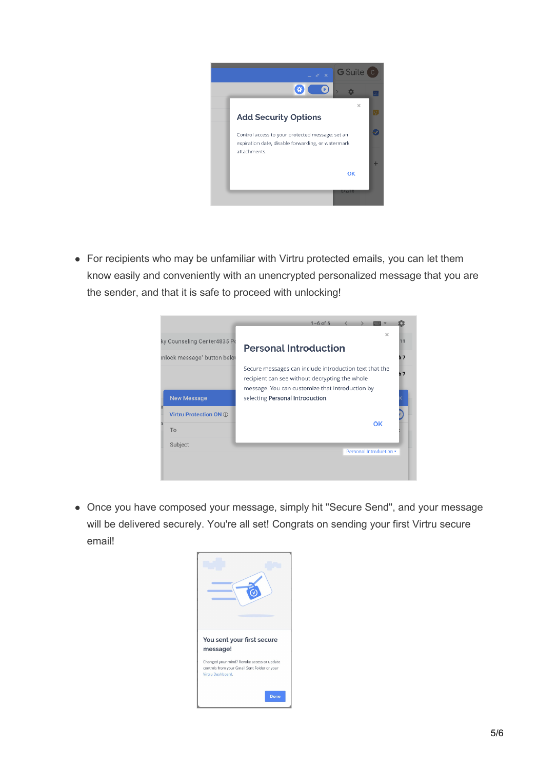- For recipients who may be unfamiliar with Virtru protected emails, you can let them know easily and conveniently with an unencrypted personalized message that you are the sender, and that it is safe to proceed with unlocking!

- Once you have composed your message, simply hit "Secure Send", and your message will be delivered securely. You're all set! Congrats on sending your first Virtru secure email!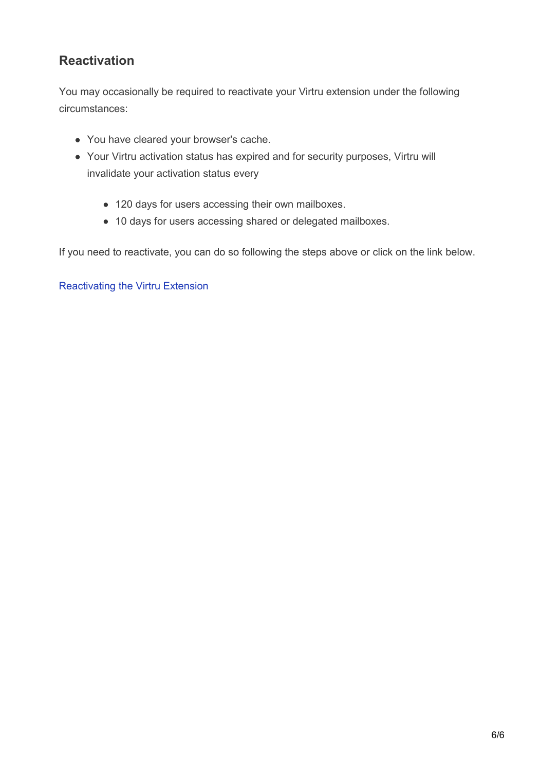## Reactivation

You may occasionally be required to reactivate your Virtru extension under the following circumstances:

- You have cleared your browser's cache.
- Your Virtru activation status has expired and for security purposes, Virtru will invalidate your activation status every
  - 120 days for users accessing their own mailboxes.
  - 10 days for users accessing shared or delegated mailboxes.

If you need to reactivate, you can do so following the steps above or click on the link below.

Reactivating the Virtru Extension